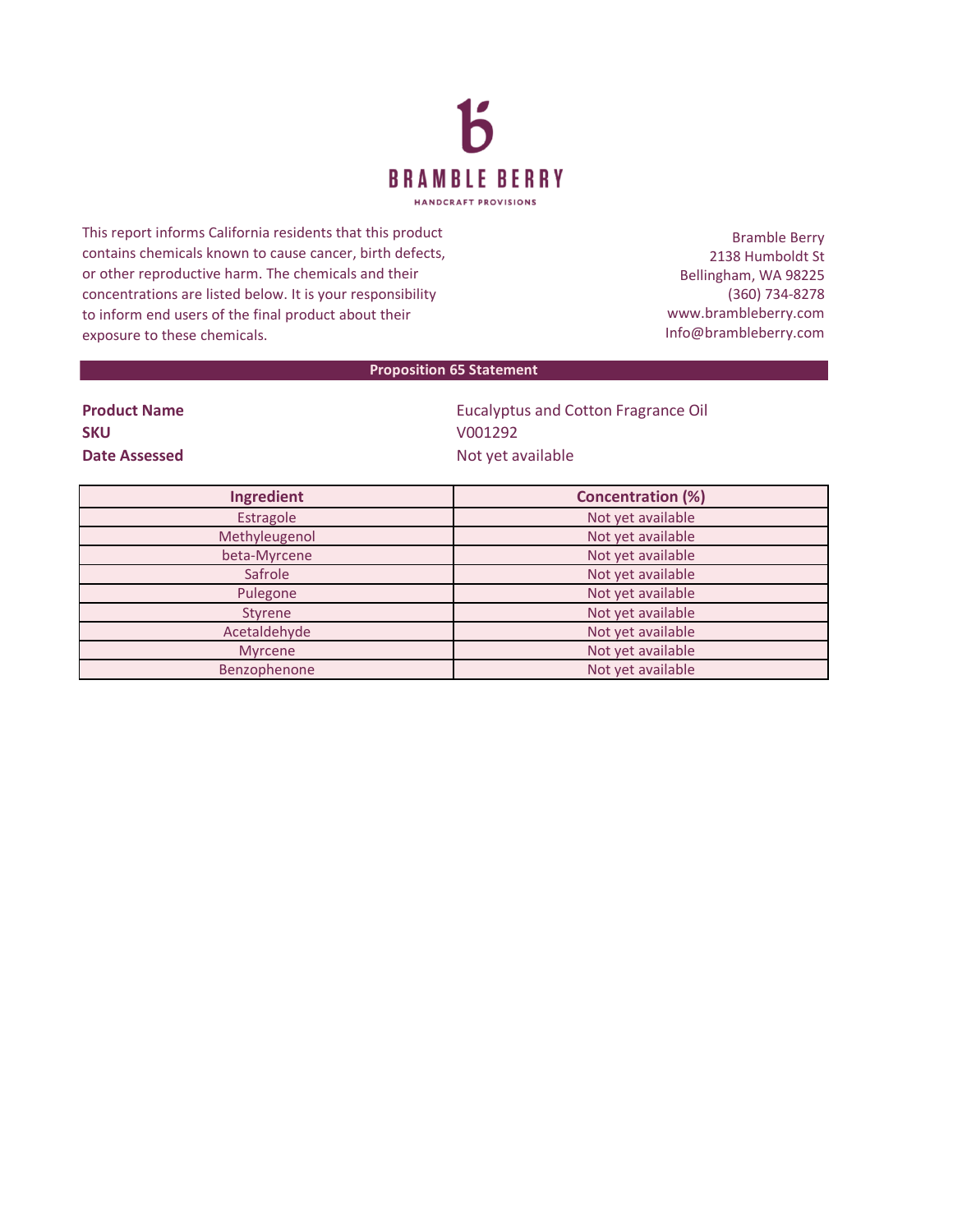# BRAMBLE BERRY

HANDCRAFT PROVISIONS

This report informs California residents that this product contains chemicals known to cause cancer, birth defects, or other reproductive harm. The chemicals and their concentrations are listed below. It is your responsibility to inform end users of the final product about their exposure to these chemicals.

Bramble Berry
2138 Humboldt St
Bellingham, WA 98225
(360) 734-8278
www.brambleberry.com
Info@brambleberry.com

## Proposition 65 Statement

**Product Name** Eucalyptus and Cotton Fragrance Oil
**SKU** V001292
**Date Assessed** Not yet available

| Ingredient | Concentration (%) |
|---|---|
| Estragole | Not yet available |
| Methyleugenol | Not yet available |
| beta-Myrcene | Not yet available |
| Safrole | Not yet available |
| Pulegone | Not yet available |
| Styrene | Not yet available |
| Acetaldehyde | Not yet available |
| Myrcene | Not yet available |
| Benzophenone | Not yet available |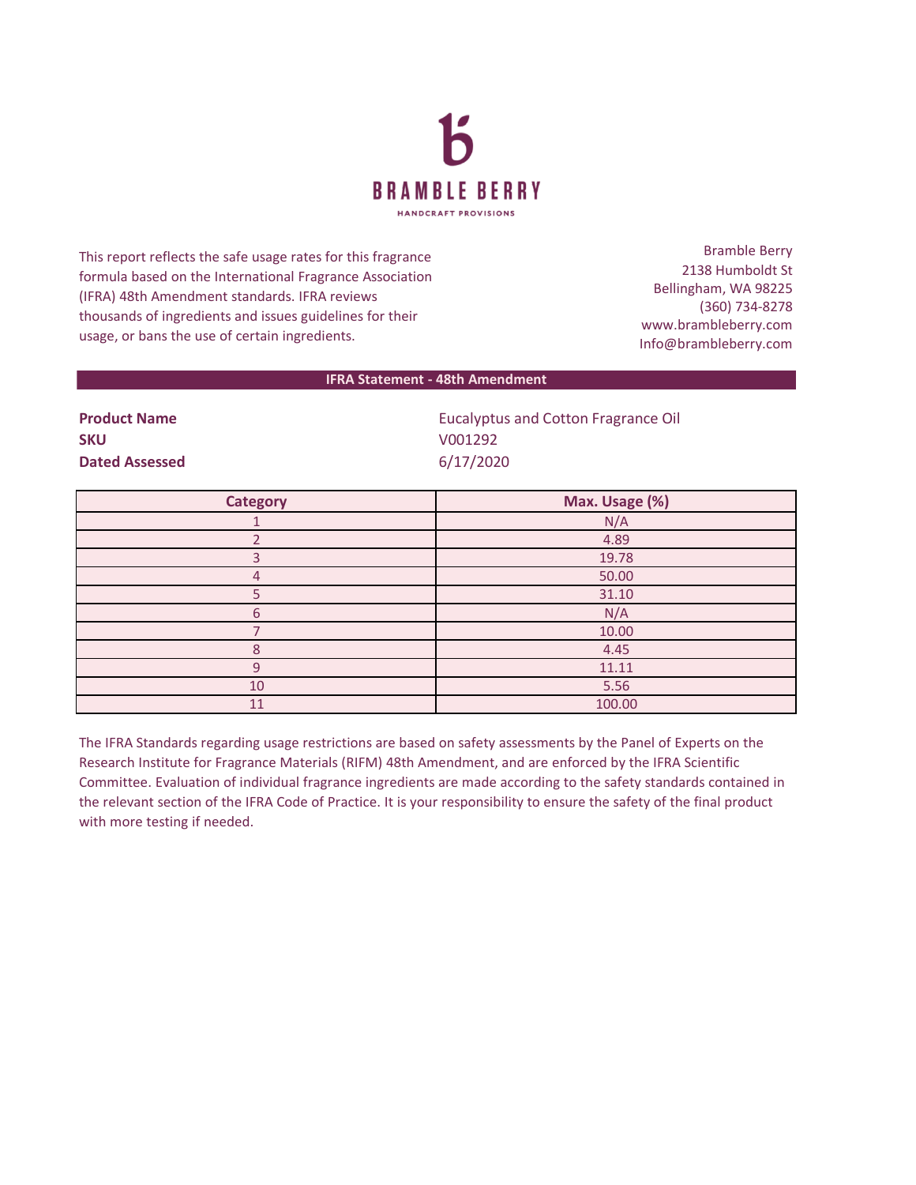# BRAMBLE BERRY

HANDCRAFT PROVISIONS

This report reflects the safe usage rates for this fragrance formula based on the International Fragrance Association (IFRA) 48th Amendment standards. IFRA reviews thousands of ingredients and issues guidelines for their usage, or bans the use of certain ingredients.

Bramble Berry
2138 Humboldt St
Bellingham, WA 98225
(360) 734-8278
www.brambleberry.com
Info@brambleberry.com

## IFRA Statement - 48th Amendment

**Product Name** Eucalyptus and Cotton Fragrance Oil
**SKU** V001292
**Dated Assessed** 6/17/2020

| Category | Max. Usage (%) |
|---|---|
| 1 | N/A |
| 2 | 4.89 |
| 3 | 19.78 |
| 4 | 50.00 |
| 5 | 31.10 |
| 6 | N/A |
| 7 | 10.00 |
| 8 | 4.45 |
| 9 | 11.11 |
| 10 | 5.56 |
| 11 | 100.00 |

The IFRA Standards regarding usage restrictions are based on safety assessments by the Panel of Experts on the Research Institute for Fragrance Materials (RIFM) 48th Amendment, and are enforced by the IFRA Scientific Committee. Evaluation of individual fragrance ingredients are made according to the safety standards contained in the relevant section of the IFRA Code of Practice. It is your responsibility to ensure the safety of the final product with more testing if needed.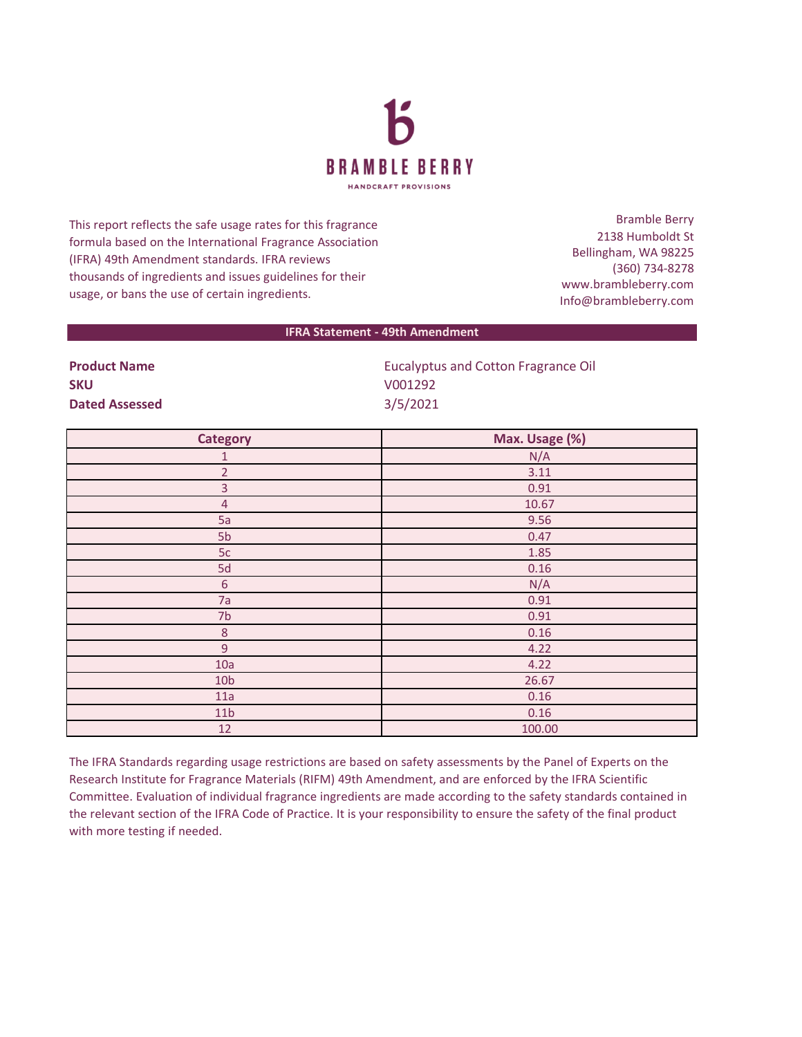# BRAMBLE BERRY

HANDCRAFT PROVISIONS

This report reflects the safe usage rates for this fragrance formula based on the International Fragrance Association (IFRA) 49th Amendment standards. IFRA reviews thousands of ingredients and issues guidelines for their usage, or bans the use of certain ingredients.

Bramble Berry
2138 Humboldt St
Bellingham, WA 98225
(360) 734-8278
www.brambleberry.com
Info@brambleberry.com

## IFRA Statement - 49th Amendment

**Product Name** Eucalyptus and Cotton Fragrance Oil
**SKU** V001292
**Dated Assessed** 3/5/2021

| Category | Max. Usage (%) |
|---|---|
| 1 | N/A |
| 2 | 3.11 |
| 3 | 0.91 |
| 4 | 10.67 |
| 5a | 9.56 |
| 5b | 0.47 |
| 5c | 1.85 |
| 5d | 0.16 |
| 6 | N/A |
| 7a | 0.91 |
| 7b | 0.91 |
| 8 | 0.16 |
| 9 | 4.22 |
| 10a | 4.22 |
| 10b | 26.67 |
| 11a | 0.16 |
| 11b | 0.16 |
| 12 | 100.00 |

The IFRA Standards regarding usage restrictions are based on safety assessments by the Panel of Experts on the Research Institute for Fragrance Materials (RIFM) 49th Amendment, and are enforced by the IFRA Scientific Committee. Evaluation of individual fragrance ingredients are made according to the safety standards contained in the relevant section of the IFRA Code of Practice. It is your responsibility to ensure the safety of the final product with more testing if needed.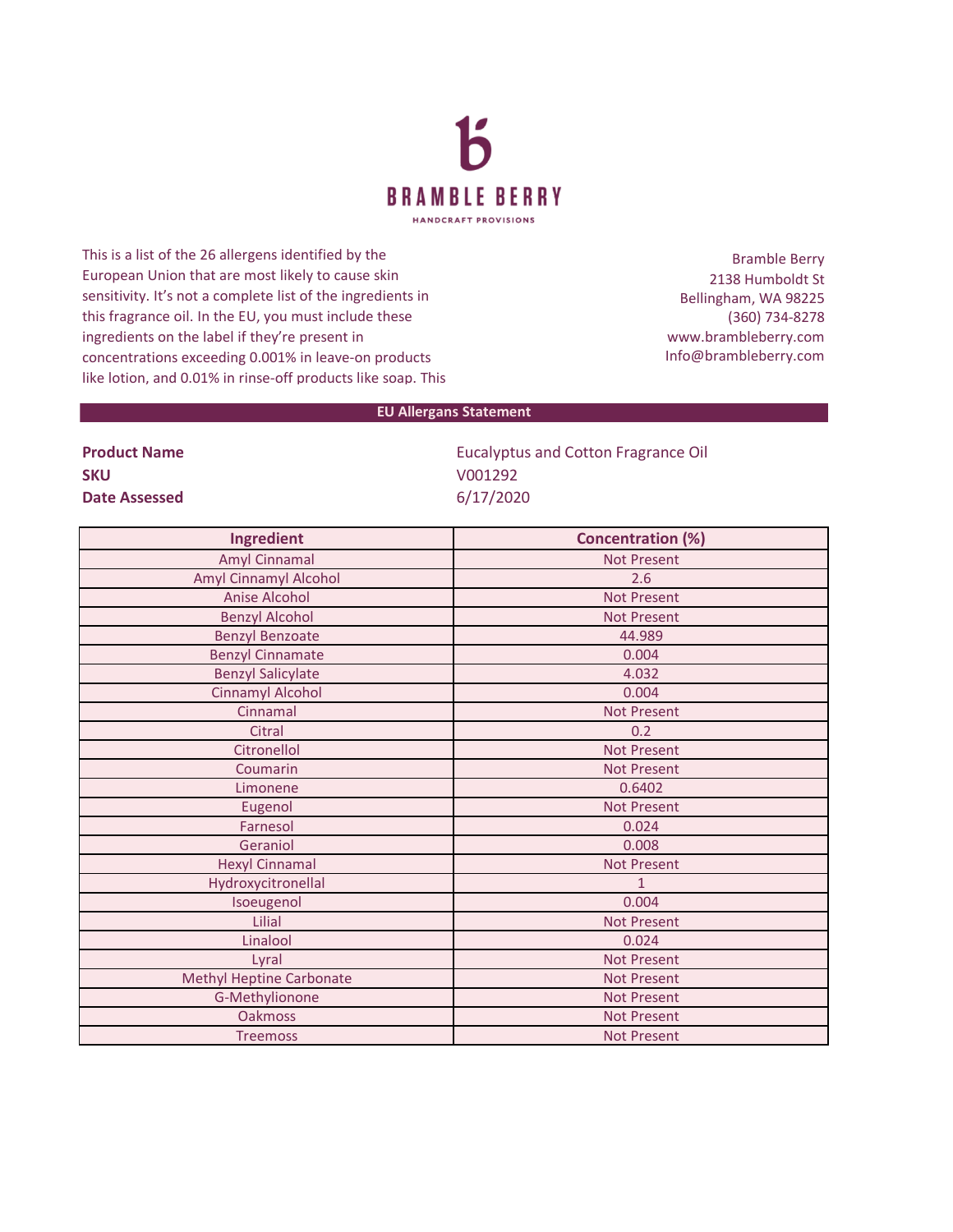# BRAMBLE BERRY

HANDCRAFT PROVISIONS

This is a list of the 26 allergens identified by the European Union that are most likely to cause skin sensitivity. It's not a complete list of the ingredients in this fragrance oil. In the EU, you must include these ingredients on the label if they're present in concentrations exceeding 0.001% in leave-on products like lotion, and 0.01% in rinse-off products like soap. This

Bramble Berry
2138 Humboldt St
Bellingham, WA 98225
(360) 734-8278
www.brambleberry.com
Info@brambleberry.com

## EU Allergans Statement

**Product Name** Eucalyptus and Cotton Fragrance Oil
**SKU** V001292
**Date Assessed** 6/17/2020

| Ingredient | Concentration (%) |
|---|---|
| Amyl Cinnamal | Not Present |
| Amyl Cinnamyl Alcohol | 2.6 |
| Anise Alcohol | Not Present |
| Benzyl Alcohol | Not Present |
| Benzyl Benzoate | 44.989 |
| Benzyl Cinnamate | 0.004 |
| Benzyl Salicylate | 4.032 |
| Cinnamyl Alcohol | 0.004 |
| Cinnamal | Not Present |
| Citral | 0.2 |
| Citronellol | Not Present |
| Coumarin | Not Present |
| Limonene | 0.6402 |
| Eugenol | Not Present |
| Farnesol | 0.024 |
| Geraniol | 0.008 |
| Hexyl Cinnamal | Not Present |
| Hydroxycitronellal | 1 |
| Isoeugenol | 0.004 |
| Lilial | Not Present |
| Linalool | 0.024 |
| Lyral | Not Present |
| Methyl Heptine Carbonate | Not Present |
| G-Methylionone | Not Present |
| Oakmoss | Not Present |
| Treemoss | Not Present |